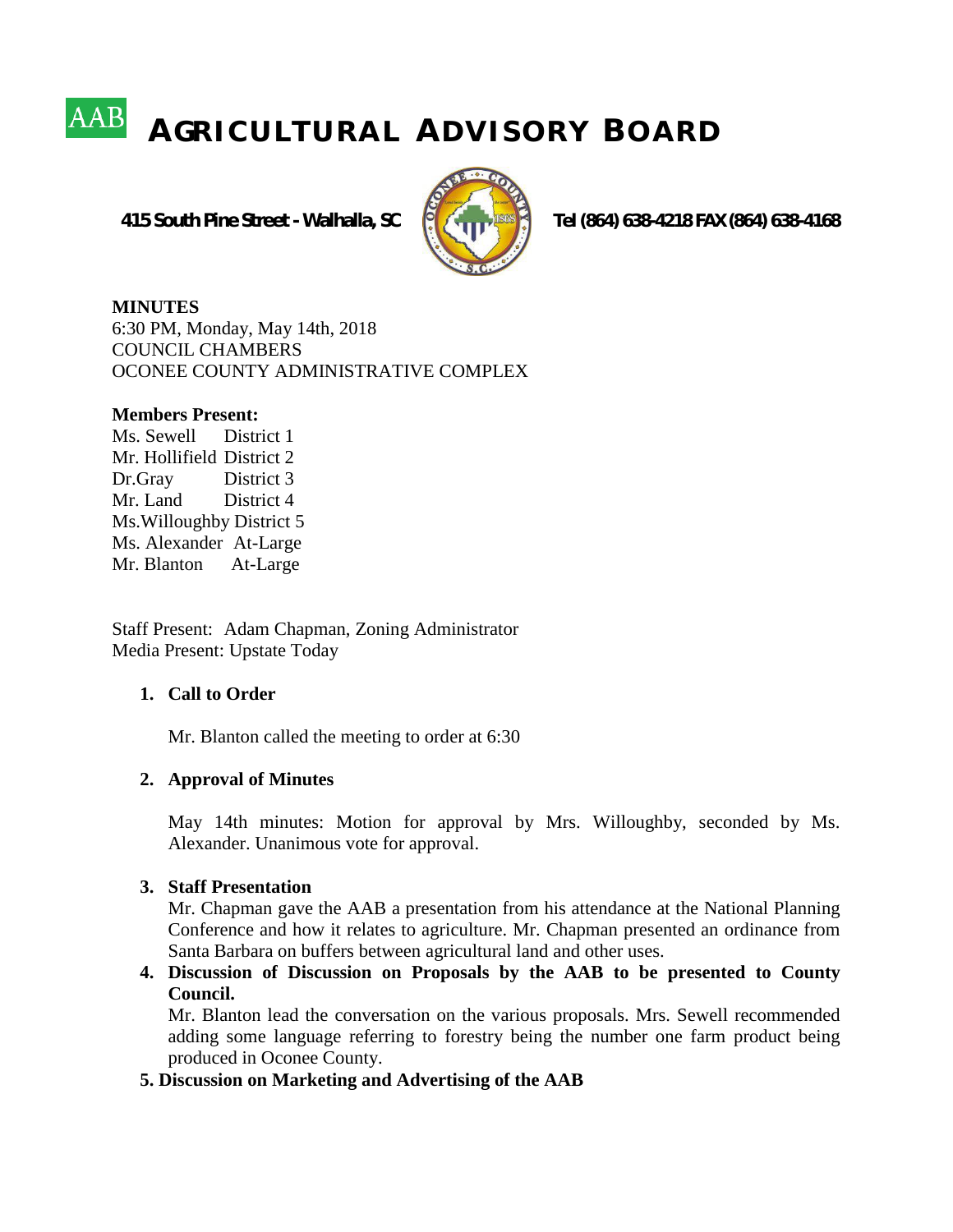AAB

# AGRICULTURAL ADVISORY BOARD

**415 South Pine Street - Walhalla, SC** **Tel (864) 638-4218 FAX (864) 638-4168**

**MINUTES**
6:30 PM, Monday, May 14th, 2018
COUNCIL CHAMBERS
OCONEE COUNTY ADMINISTRATIVE COMPLEX

**Members Present:**
Ms. Sewell District 1
Mr. Hollifield District 2
Dr.Gray District 3
Mr. Land District 4
Ms.Willoughby District 5
Ms. Alexander At-Large
Mr. Blanton At-Large

Staff Present: Adam Chapman, Zoning Administrator
Media Present: Upstate Today

1. **Call to Order**

   Mr. Blanton called the meeting to order at 6:30

2. **Approval of Minutes**

   May 14th minutes: Motion for approval by Mrs. Willoughby, seconded by Ms. Alexander. Unanimous vote for approval.

3. **Staff Presentation**
   Mr. Chapman gave the AAB a presentation from his attendance at the National Planning Conference and how it relates to agriculture. Mr. Chapman presented an ordinance from Santa Barbara on buffers between agricultural land and other uses.

4. **Discussion of Discussion on Proposals by the AAB to be presented to County Council.**
   Mr. Blanton lead the conversation on the various proposals. Mrs. Sewell recommended adding some language referring to forestry being the number one farm product being produced in Oconee County.

5. **Discussion on Marketing and Advertising of the AAB**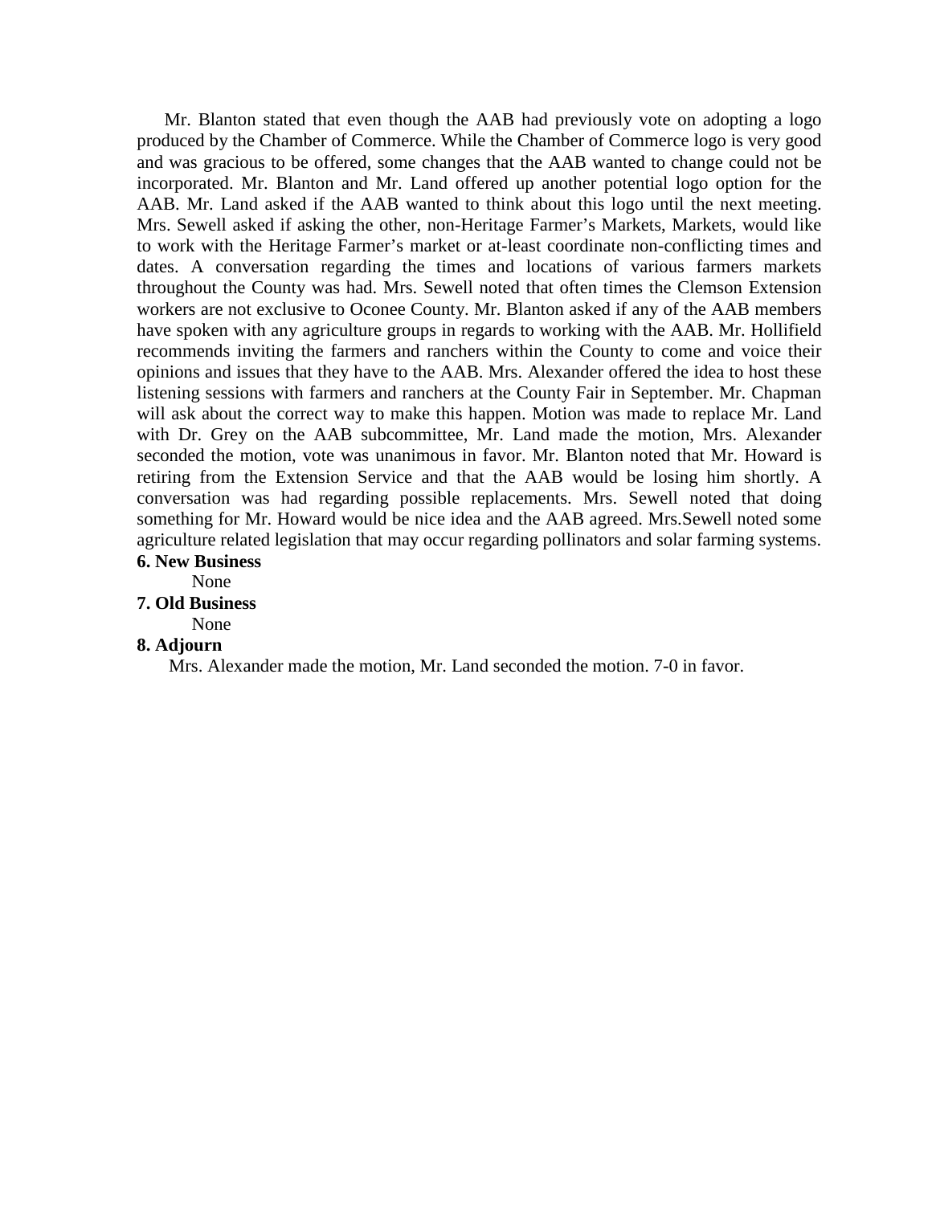Mr. Blanton stated that even though the AAB had previously vote on adopting a logo produced by the Chamber of Commerce. While the Chamber of Commerce logo is very good and was gracious to be offered, some changes that the AAB wanted to change could not be incorporated. Mr. Blanton and Mr. Land offered up another potential logo option for the AAB. Mr. Land asked if the AAB wanted to think about this logo until the next meeting. Mrs. Sewell asked if asking the other, non-Heritage Farmer's Markets, Markets, would like to work with the Heritage Farmer's market or at-least coordinate non-conflicting times and dates. A conversation regarding the times and locations of various farmers markets throughout the County was had. Mrs. Sewell noted that often times the Clemson Extension workers are not exclusive to Oconee County. Mr. Blanton asked if any of the AAB members have spoken with any agriculture groups in regards to working with the AAB. Mr. Hollifield recommends inviting the farmers and ranchers within the County to come and voice their opinions and issues that they have to the AAB. Mrs. Alexander offered the idea to host these listening sessions with farmers and ranchers at the County Fair in September. Mr. Chapman will ask about the correct way to make this happen. Motion was made to replace Mr. Land with Dr. Grey on the AAB subcommittee, Mr. Land made the motion, Mrs. Alexander seconded the motion, vote was unanimous in favor. Mr. Blanton noted that Mr. Howard is retiring from the Extension Service and that the AAB would be losing him shortly. A conversation was had regarding possible replacements. Mrs. Sewell noted that doing something for Mr. Howard would be nice idea and the AAB agreed. Mrs.Sewell noted some agriculture related legislation that may occur regarding pollinators and solar farming systems.

**6. New Business**

None

**7. Old Business**

None

**8. Adjourn**

Mrs. Alexander made the motion, Mr. Land seconded the motion. 7-0 in favor.